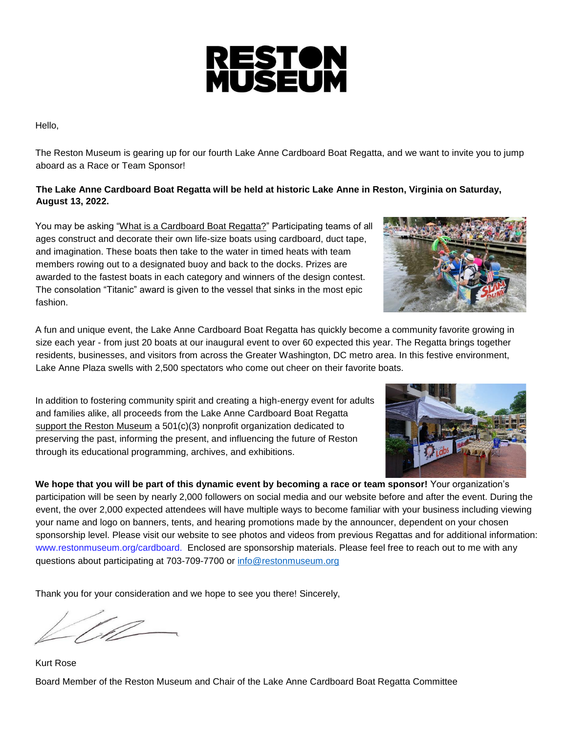# RESTON MUSEUM

Hello,

The Reston Museum is gearing up for our fourth Lake Anne Cardboard Boat Regatta, and we want to invite you to jump aboard as a Race or Team Sponsor!

**The Lake Anne Cardboard Boat Regatta will be held at historic Lake Anne in Reston, Virginia on Saturday, August 13, 2022.**

You may be asking "What is a Cardboard Boat Regatta?" Participating teams of all ages construct and decorate their own life-size boats using cardboard, duct tape, and imagination. These boats then take to the water in timed heats with team members rowing out to a designated buoy and back to the docks. Prizes are awarded to the fastest boats in each category and winners of the design contest. The consolation "Titanic" award is given to the vessel that sinks in the most epic fashion.

A fun and unique event, the Lake Anne Cardboard Boat Regatta has quickly become a community favorite growing in size each year - from just 20 boats at our inaugural event to over 60 expected this year. The Regatta brings together residents, businesses, and visitors from across the Greater Washington, DC metro area. In this festive environment, Lake Anne Plaza swells with 2,500 spectators who come out cheer on their favorite boats.

In addition to fostering community spirit and creating a high-energy event for adults and families alike, all proceeds from the Lake Anne Cardboard Boat Regatta support the Reston Museum a 501(c)(3) nonprofit organization dedicated to preserving the past, informing the present, and influencing the future of Reston through its educational programming, archives, and exhibitions.

**We hope that you will be part of this dynamic event by becoming a race or team sponsor!** Your organization's participation will be seen by nearly 2,000 followers on social media and our website before and after the event. During the event, the over 2,000 expected attendees will have multiple ways to become familiar with your business including viewing your name and logo on banners, tents, and hearing promotions made by the announcer, dependent on your chosen sponsorship level. Please visit our website to see photos and videos from previous Regattas and for additional information: www.restonmuseum.org/cardboard. Enclosed are sponsorship materials. Please feel free to reach out to me with any questions about participating at 703-709-7700 or info@restonmuseum.org

Thank you for your consideration and we hope to see you there! Sincerely,

Kurt Rose

Board Member of the Reston Museum and Chair of the Lake Anne Cardboard Boat Regatta Committee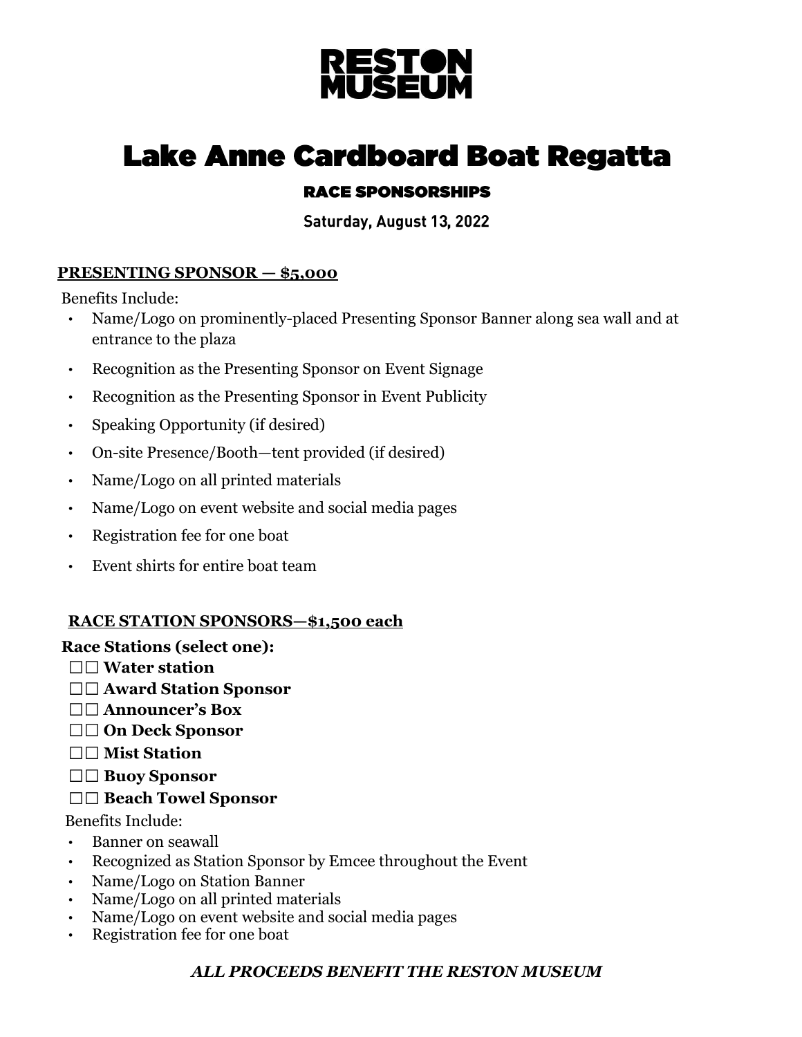# RESTON MUSEUM

# Lake Anne Cardboard Boat Regatta

## RACE SPONSORSHIPS

**Saturday, August 13, 2022**

**PRESENTING SPONSOR — $5,000**

Benefits Include:

- Name/Logo on prominently-placed Presenting Sponsor Banner along sea wall and at entrance to the plaza
- Recognition as the Presenting Sponsor on Event Signage
- Recognition as the Presenting Sponsor in Event Publicity
- Speaking Opportunity (if desired)
- On-site Presence/Booth—tent provided (if desired)
- Name/Logo on all printed materials
- Name/Logo on event website and social media pages
- Registration fee for one boat
- Event shirts for entire boat team

**RACE STATION SPONSORS—$1,500 each**

**Race Stations (select one):**

☐☐ **Water station**
☐☐ **Award Station Sponsor**
☐☐ **Announcer's Box**
☐☐ **On Deck Sponsor**
☐☐ **Mist Station**
☐☐ **Buoy Sponsor**
☐☐ **Beach Towel Sponsor**

Benefits Include:

- Banner on seawall
- Recognized as Station Sponsor by Emcee throughout the Event
- Name/Logo on Station Banner
- Name/Logo on all printed materials
- Name/Logo on event website and social media pages
- Registration fee for one boat

***ALL PROCEEDS BENEFIT THE RESTON MUSEUM***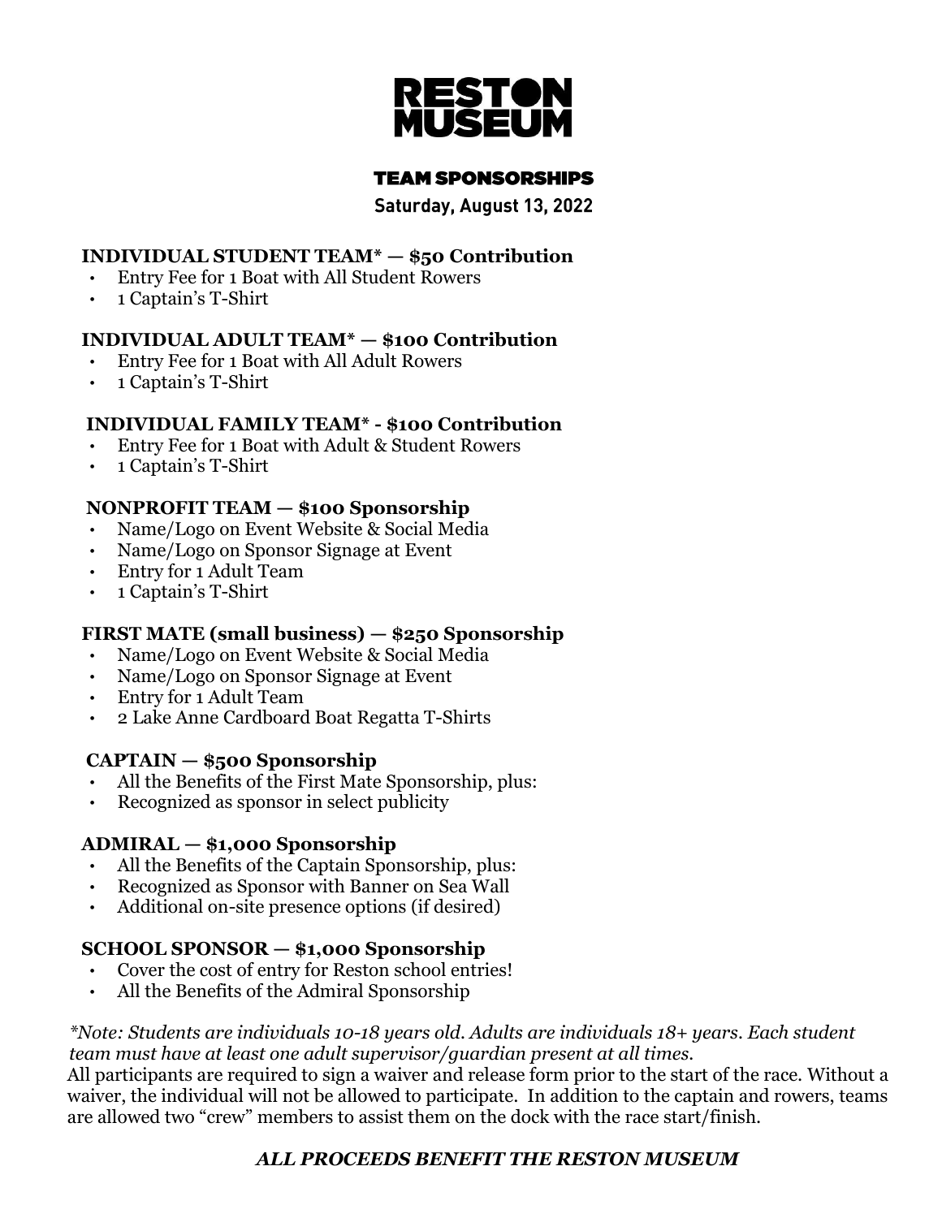# RESTON MUSEUM

## TEAM SPONSORSHIPS

**Saturday, August 13, 2022**

### INDIVIDUAL STUDENT TEAM* — $50 Contribution

- Entry Fee for 1 Boat with All Student Rowers
- 1 Captain's T-Shirt

### INDIVIDUAL ADULT TEAM* — $100 Contribution

- Entry Fee for 1 Boat with All Adult Rowers
- 1 Captain's T-Shirt

### INDIVIDUAL FAMILY TEAM* - $100 Contribution

- Entry Fee for 1 Boat with Adult & Student Rowers
- 1 Captain's T-Shirt

### NONPROFIT TEAM — $100 Sponsorship

- Name/Logo on Event Website & Social Media
- Name/Logo on Sponsor Signage at Event
- Entry for 1 Adult Team
- 1 Captain's T-Shirt

### FIRST MATE (small business) — $250 Sponsorship

- Name/Logo on Event Website & Social Media
- Name/Logo on Sponsor Signage at Event
- Entry for 1 Adult Team
- 2 Lake Anne Cardboard Boat Regatta T-Shirts

### CAPTAIN — $500 Sponsorship

- All the Benefits of the First Mate Sponsorship, plus:
- Recognized as sponsor in select publicity

### ADMIRAL — $1,000 Sponsorship

- All the Benefits of the Captain Sponsorship, plus:
- Recognized as Sponsor with Banner on Sea Wall
- Additional on-site presence options (if desired)

### SCHOOL SPONSOR — $1,000 Sponsorship

- Cover the cost of entry for Reston school entries!
- All the Benefits of the Admiral Sponsorship

*\*Note: Students are individuals 10-18 years old. Adults are individuals 18+ years. Each student team must have at least one adult supervisor/guardian present at all times.*

All participants are required to sign a waiver and release form prior to the start of the race. Without a waiver, the individual will not be allowed to participate. In addition to the captain and rowers, teams are allowed two "crew" members to assist them on the dock with the race start/finish.

***ALL PROCEEDS BENEFIT THE RESTON MUSEUM***